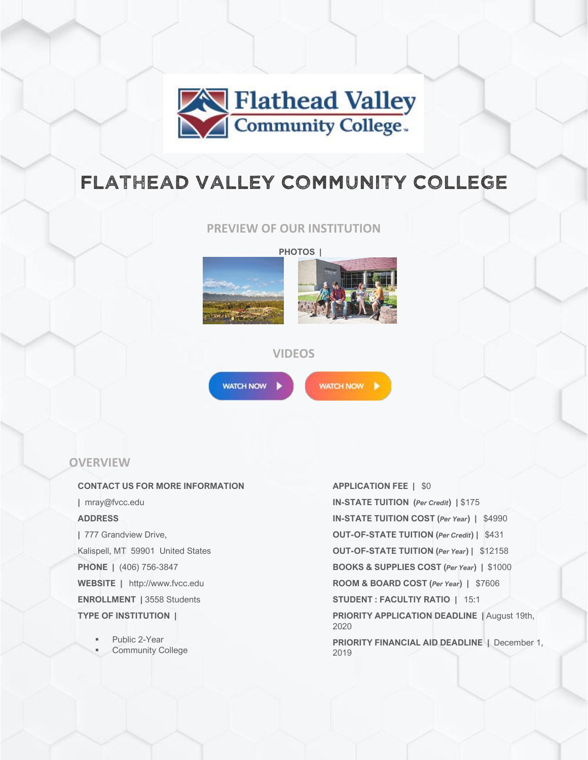# FLATHEAD VALLEY COMMUNITY COLLEGE

## PREVIEW OF OUR INSTITUTION

**PHOTOS |**

## VIDEOS

WATCH NOW

WATCH NOW

## OVERVIEW

**CONTACT US FOR MORE INFORMATION**

| mray@fvcc.edu

**ADDRESS**

| 777 Grandview Drive,

Kalispell, MT 59901 United States

**PHONE |** (406) 756-3847

**WEBSITE |** http://www.fvcc.edu

**ENROLLMENT |** 3558 Students

**TYPE OF INSTITUTION |**

- Public 2-Year
- Community College

**APPLICATION FEE |** $0

**IN-STATE TUITION (*Per Credit*) |** $175

**IN-STATE TUITION COST (*Per Year*) |** $4990

**OUT-OF-STATE TUITION (*Per Credit*) |** $431

**OUT-OF-STATE TUITION (*Per Year*) |** $12158

**BOOKS & SUPPLIES COST (*Per Year*) |** $1000

**ROOM & BOARD COST (*Per Year*) |** $7606

**STUDENT : FACULTIY RATIO |** 15:1

**PRIORITY APPLICATION DEADLINE |** August 19th, 2020

**PRIORITY FINANCIAL AID DEADLINE |** December 1, 2019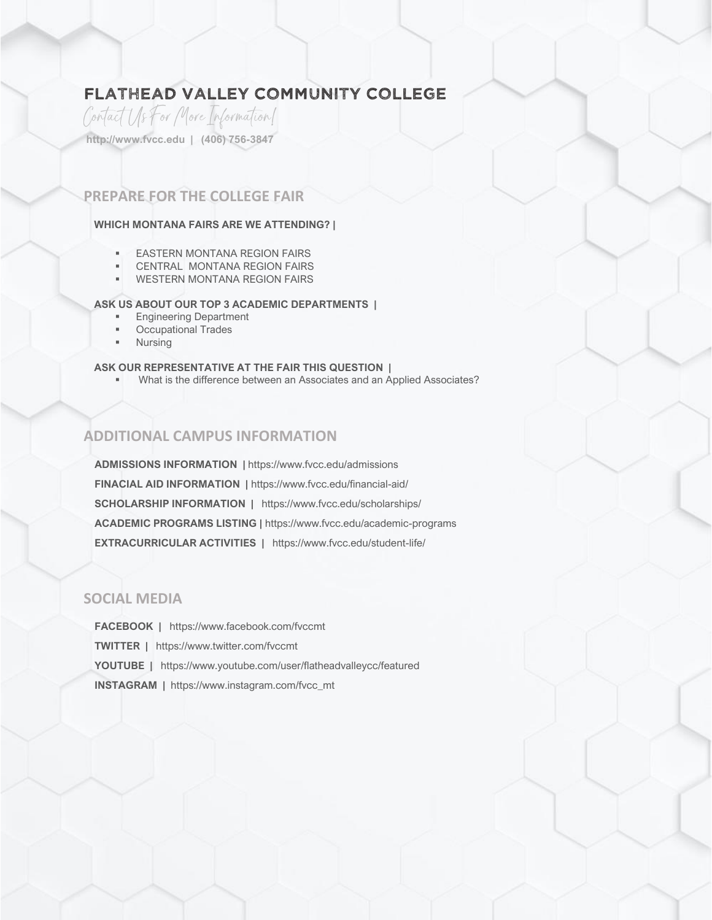# FLATHEAD VALLEY COMMUNITY COLLEGE

*Contact Us For More Information!*

**http://www.fvcc.edu | (406) 756-3847**

## PREPARE FOR THE COLLEGE FAIR

**WHICH MONTANA FAIRS ARE WE ATTENDING? |**

- EASTERN MONTANA REGION FAIRS
- CENTRAL MONTANA REGION FAIRS
- WESTERN MONTANA REGION FAIRS

**ASK US ABOUT OUR TOP 3 ACADEMIC DEPARTMENTS |**

- Engineering Department
- Occupational Trades
- Nursing

**ASK OUR REPRESENTATIVE AT THE FAIR THIS QUESTION |**

- What is the difference between an Associates and an Applied Associates?

## ADDITIONAL CAMPUS INFORMATION

**ADMISSIONS INFORMATION |** https://www.fvcc.edu/admissions

**FINACIAL AID INFORMATION |** https://www.fvcc.edu/financial-aid/

**SCHOLARSHIP INFORMATION |** https://www.fvcc.edu/scholarships/

**ACADEMIC PROGRAMS LISTING |** https://www.fvcc.edu/academic-programs

**EXTRACURRICULAR ACTIVITIES |** https://www.fvcc.edu/student-life/

## SOCIAL MEDIA

**FACEBOOK |** https://www.facebook.com/fvccmt

**TWITTER |** https://www.twitter.com/fvccmt

**YOUTUBE |** https://www.youtube.com/user/flatheadvalleycc/featured

**INSTAGRAM |** https://www.instagram.com/fvcc_mt